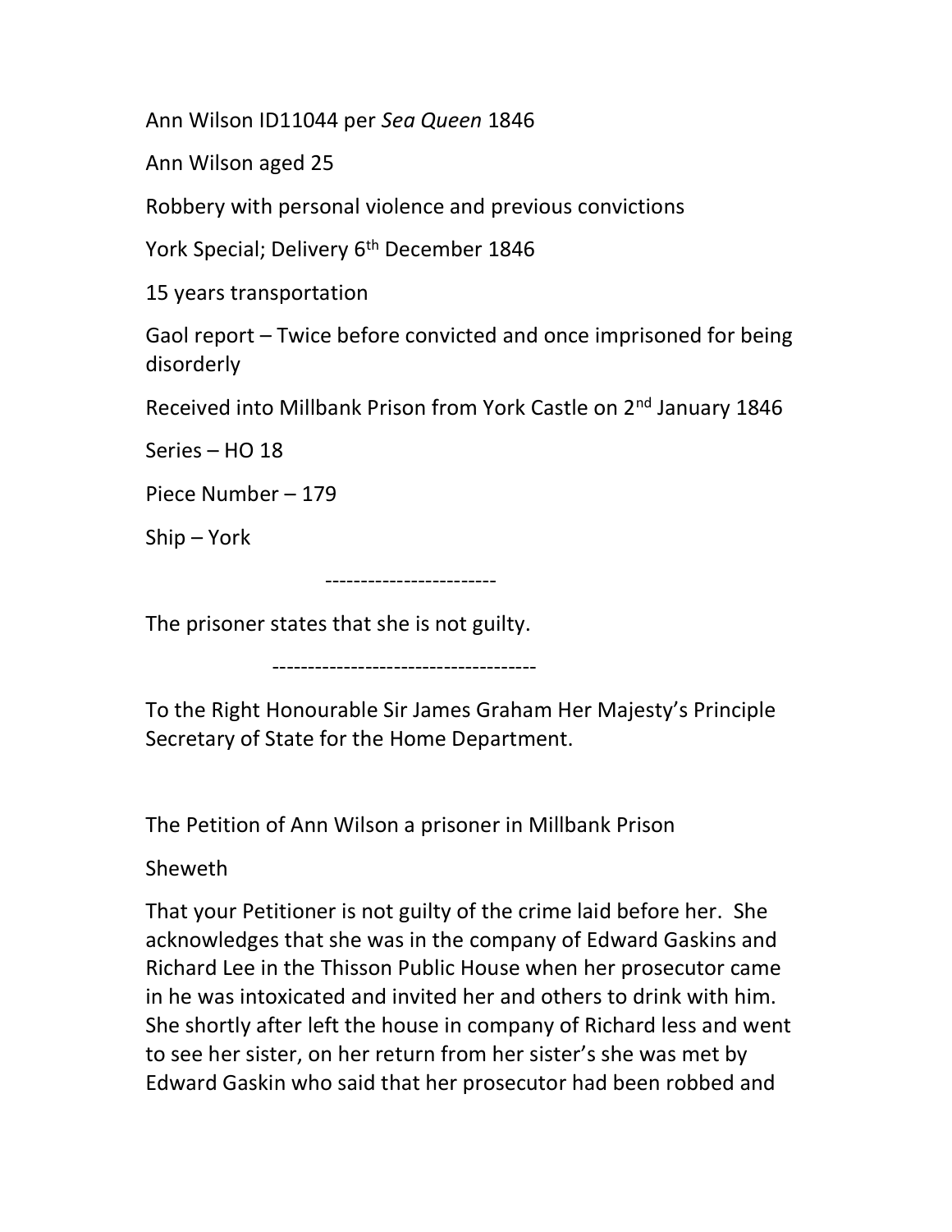Ann Wilson ID11044 per *Sea Queen* 1846

Ann Wilson aged 25

Robbery with personal violence and previous convictions

York Special; Delivery 6th December 1846

15 years transportation

Gaol report – Twice before convicted and once imprisoned for being disorderly

Received into Millbank Prison from York Castle on 2nd January 1846

Series – HO 18

Piece Number – 179

Ship – York

------------------------

The prisoner states that she is not guilty.

-------------------------------------

To the Right Honourable Sir James Graham Her Majesty's Principle Secretary of State for the Home Department.

The Petition of Ann Wilson a prisoner in Millbank Prison

Sheweth

That your Petitioner is not guilty of the crime laid before her. She acknowledges that she was in the company of Edward Gaskins and Richard Lee in the Thisson Public House when her prosecutor came in he was intoxicated and invited her and others to drink with him. She shortly after left the house in company of Richard less and went to see her sister, on her return from her sister's she was met by Edward Gaskin who said that her prosecutor had been robbed and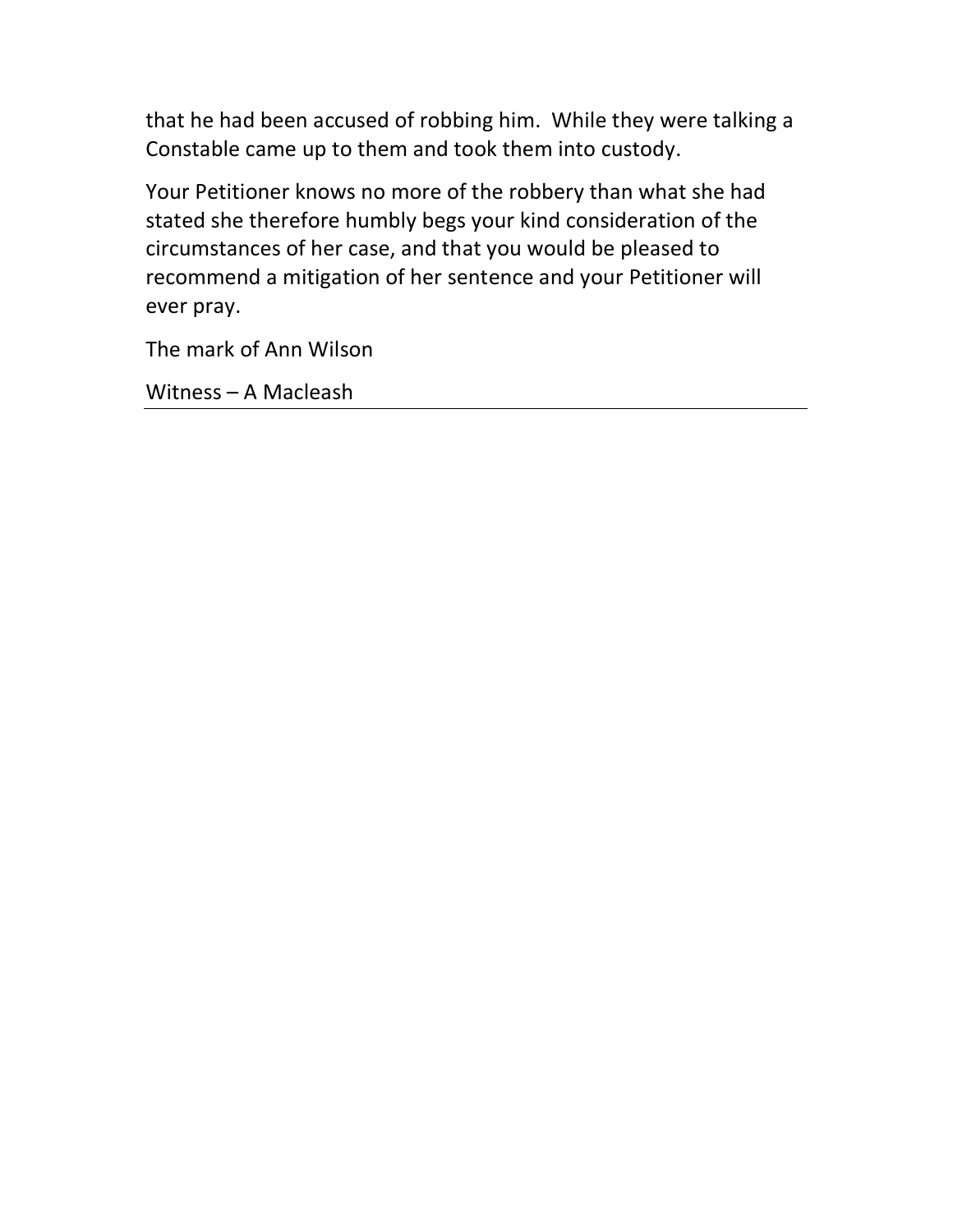that he had been accused of robbing him. While they were talking a Constable came up to them and took them into custody.

Your Petitioner knows no more of the robbery than what she had stated she therefore humbly begs your kind consideration of the circumstances of her case, and that you would be pleased to recommend a mitigation of her sentence and your Petitioner will ever pray.

The mark of Ann Wilson

Witness – A Macleash